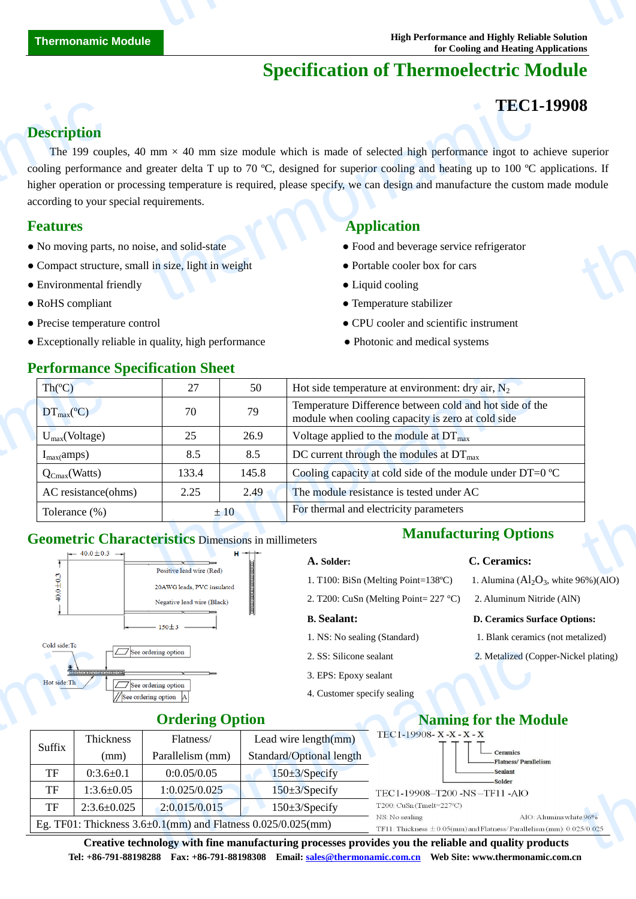Thermonamic Module

High Performance and Highly Reliable Solution
for Cooling and Heating Applications

# Specification of Thermoelectric Module

## TEC1-19908

## Description

The 199 couples, 40 mm × 40 mm size module which is made of selected high performance ingot to achieve superior cooling performance and greater delta T up to 70 ºC, designed for superior cooling and heating up to 100 ºC applications. If higher operation or processing temperature is required, please specify, we can design and manufacture the custom made module according to your special requirements.

## Features

- No moving parts, no noise, and solid-state
- Compact structure, small in size, light in weight
- Environmental friendly
- RoHS compliant
- Precise temperature control
- Exceptionally reliable in quality, high performance

## Application

- Food and beverage service refrigerator
- Portable cooler box for cars
- Liquid cooling
- Temperature stabilizer
- CPU cooler and scientific instrument
- Photonic and medical systems

## Performance Specification Sheet

| Th(ºC) | 27 | 50 | Hot side temperature at environment: dry air, $N_2$ |
|---|---|---|---|
| $DT_{max}$(ºC) | 70 | 79 | Temperature Difference between cold and hot side of the module when cooling capacity is zero at cold side |
| $U_{max}$(Voltage) | 25 | 26.9 | Voltage applied to the module at $DT_{max}$ |
| $I_{max}$(amps) | 8.5 | 8.5 | DC current through the modules at $DT_{max}$ |
| $Q_{Cmax}$(Watts) | 133.4 | 145.8 | Cooling capacity at cold side of the module under DT=0 ºC |
| AC resistance(ohms) | 2.25 | 2.49 | The module resistance is tested under AC |
| Tolerance (%) | ± 10 | | For thermal and electricity parameters |

## Geometric Characteristics Dimensions in millimeters

40.0±0.3
40.0±0.3
H
Positive lead wire (Red)
20AWG leads, PVC insulated
Negative lead wire (Black)
150±3
Cold side:Tc
Hot side:Th
See ordering option
See ordering option
See ordering option A

## Manufacturing Options

**A. Solder:**

1. T100: BiSn (Melting Point=138ºC)
2. T200: CuSn (Melting Point= 227 °C)

**B. Sealant:**

1. NS: No sealing (Standard)
2. SS: Silicone sealant
3. EPS: Epoxy sealant
4. Customer specify sealing

**C. Ceramics:**

1. Alumina ($Al_2O_3$, white 96%)(AlO)
2. Aluminum Nitride (AlN)

**D. Ceramics Surface Options:**

1. Blank ceramics (not metalized)
2. Metalized (Copper-Nickel plating)

## Ordering Option

| Suffix | Thickness (mm) | Flatness/ Parallelism (mm) | Lead wire length(mm) Standard/Optional length |
|---|---|---|---|
| TF | 0:3.6±0.1 | 0:0.05/0.05 | 150±3/Specify |
| TF | 1:3.6±0.05 | 1:0.025/0.025 | 150±3/Specify |
| TF | 2:3.6±0.025 | 2:0.015/0.015 | 150±3/Specify |
| Eg. TF01: Thickness 3.6±0.1(mm) and Flatness 0.025/0.025(mm) | | | |

## Naming for the Module

TEC1-19908- X -X - X - X

- Ceramics
- Flatness/ Parallelism
- Sealant
- Solder

TEC1-19908–T200 -NS –TF11 -AlO

T200: CuSn (Tmelt=227ºC)

NS: No sealing

AlO: Alumina white 96%

TF11: Thickness ±0.05(mm) and Flatness/ Parallelism (mm): 0.025/0.025

**Creative technology with fine manufacturing processes provides you the reliable and quality products**

**Tel: +86-791-88198288 Fax: +86-791-88198308 Email: sales@thermonamic.com.cn Web Site: www.thermonamic.com.cn**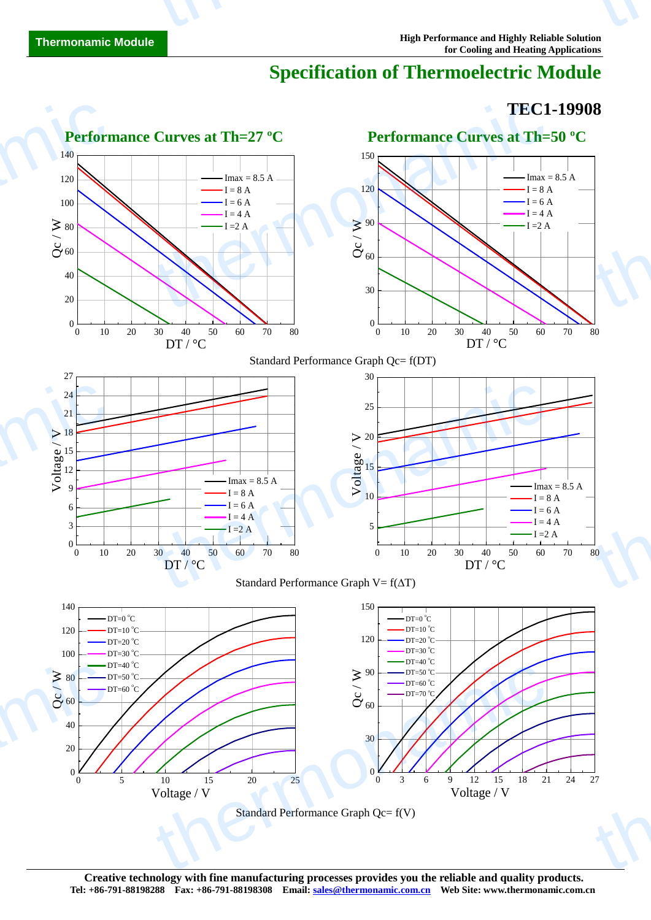# Specification of Thermoelectric Module

## TEC1-19908

### Performance Curves at Th=27 ºC

### Performance Curves at Th=50 ºC

Standard Performance Graph Qc= f(DT)

Standard Performance Graph V= f(ΔT)

Standard Performance Graph Qc= f(V)

**Creative technology with fine manufacturing processes provides you the reliable and quality products.**
**Tel: +86-791-88198288 Fax: +86-791-88198308 Email: sales@thermonamic.com.cn Web Site: www.thermonamic.com.cn**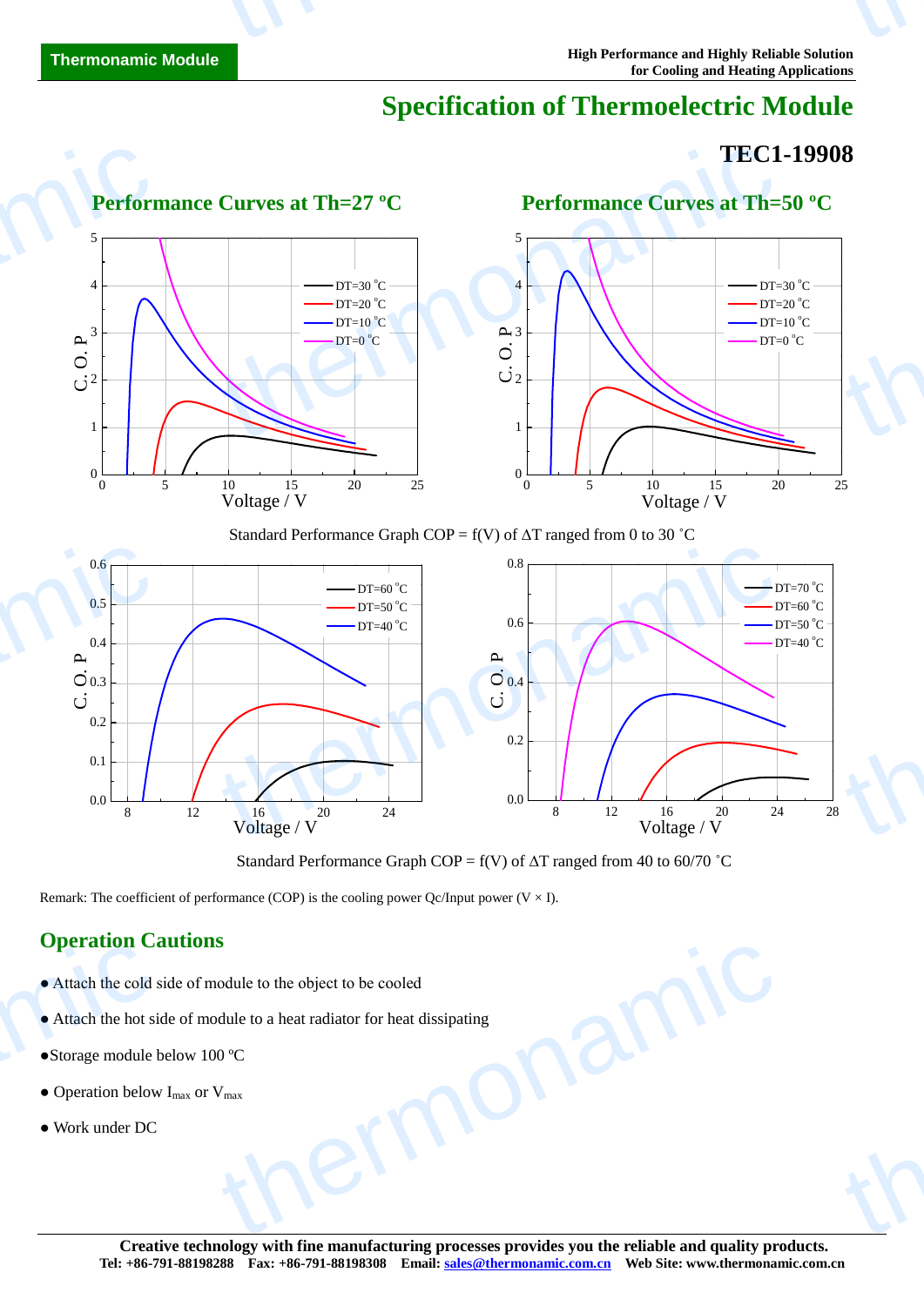# Specification of Thermoelectric Module

## TEC1-19908

### Performance Curves at Th=27 ºC

C. O. P
Voltage / V
DT=30 ˚C
DT=20 ˚C
DT=10 ˚C
DT=0 ˚C

### Performance Curves at Th=50 ºC

C. O. P
Voltage / V
DT=30 ˚C
DT=20 ˚C
DT=10 ˚C
DT=0 ˚C

Standard Performance Graph COP = f(V) of ΔT ranged from 0 to 30 ˚C

C. O. P
Voltage / V
DT=60 ˚C
DT=50 ˚C
DT=40 ˚C

C. O. P
Voltage / V
DT=70 ˚C
DT=60 ˚C
DT=50 ˚C
DT=40 ˚C

Standard Performance Graph COP = f(V) of ΔT ranged from 40 to 60/70 ˚C

Remark: The coefficient of performance (COP) is the cooling power Qc/Input power (V × I).

## Operation Cautions

- Attach the cold side of module to the object to be cooled
- Attach the hot side of module to a heat radiator for heat dissipating
- Storage module below 100 ºC
- Operation below $I_{max}$ or $V_{max}$
- Work under DC

**Creative technology with fine manufacturing processes provides you the reliable and quality products.**
**Tel: +86-791-88198288 Fax: +86-791-88198308 Email: sales@thermonamic.com.cn Web Site: www.thermonamic.com.cn**